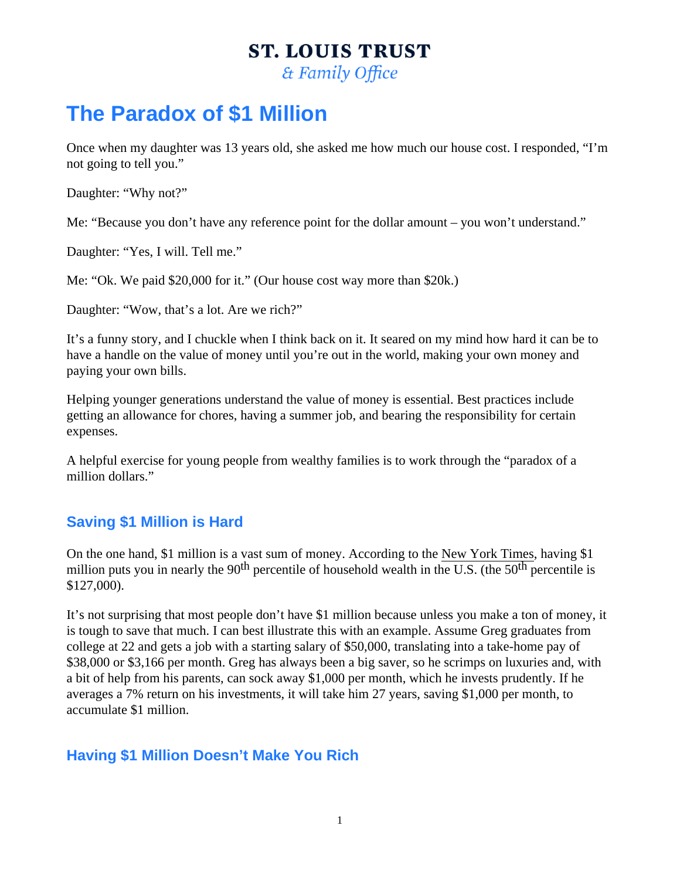**ST. LOUIS TRUST**
*& Family Office*

# The Paradox of $1 Million

Once when my daughter was 13 years old, she asked me how much our house cost. I responded, "I'm not going to tell you."

Daughter: "Why not?"

Me: "Because you don't have any reference point for the dollar amount – you won't understand."

Daughter: "Yes, I will. Tell me."

Me: "Ok. We paid $20,000 for it." (Our house cost way more than $20k.)

Daughter: "Wow, that's a lot. Are we rich?"

It's a funny story, and I chuckle when I think back on it. It seared on my mind how hard it can be to have a handle on the value of money until you're out in the world, making your own money and paying your own bills.

Helping younger generations understand the value of money is essential. Best practices include getting an allowance for chores, having a summer job, and bearing the responsibility for certain expenses.

A helpful exercise for young people from wealthy families is to work through the "paradox of a million dollars."

## Saving $1 Million is Hard

On the one hand, $1 million is a vast sum of money. According to the New York Times, having $1 million puts you in nearly the 90th percentile of household wealth in the U.S. (the 50th percentile is $127,000).

It's not surprising that most people don't have $1 million because unless you make a ton of money, it is tough to save that much. I can best illustrate this with an example. Assume Greg graduates from college at 22 and gets a job with a starting salary of $50,000, translating into a take-home pay of $38,000 or $3,166 per month. Greg has always been a big saver, so he scrimps on luxuries and, with a bit of help from his parents, can sock away $1,000 per month, which he invests prudently. If he averages a 7% return on his investments, it will take him 27 years, saving $1,000 per month, to accumulate $1 million.

## Having $1 Million Doesn't Make You Rich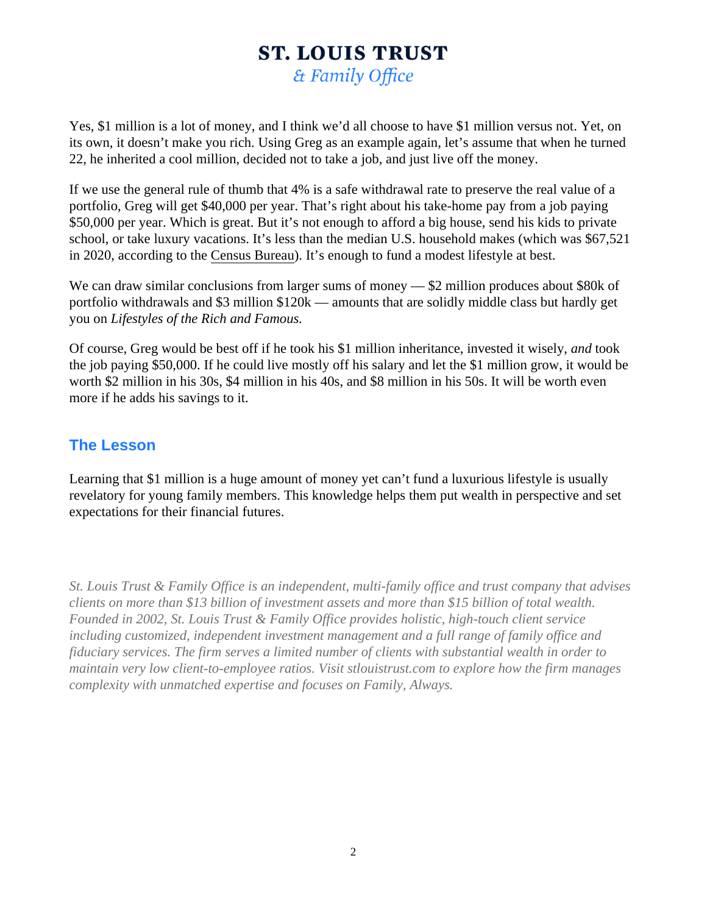Yes, $1 million is a lot of money, and I think we'd all choose to have $1 million versus not. Yet, on its own, it doesn't make you rich. Using Greg as an example again, let's assume that when he turned 22, he inherited a cool million, decided not to take a job, and just live off the money.

If we use the general rule of thumb that 4% is a safe withdrawal rate to preserve the real value of a portfolio, Greg will get $40,000 per year. That's right about his take-home pay from a job paying $50,000 per year. Which is great. But it's not enough to afford a big house, send his kids to private school, or take luxury vacations. It's less than the median U.S. household makes (which was $67,521 in 2020, according to the Census Bureau). It's enough to fund a modest lifestyle at best.

We can draw similar conclusions from larger sums of money — $2 million produces about $80k of portfolio withdrawals and $3 million $120k — amounts that are solidly middle class but hardly get you on *Lifestyles of the Rich and Famous.*

Of course, Greg would be best off if he took his $1 million inheritance, invested it wisely, *and* took the job paying $50,000. If he could live mostly off his salary and let the $1 million grow, it would be worth $2 million in his 30s, $4 million in his 40s, and $8 million in his 50s. It will be worth even more if he adds his savings to it.

## The Lesson

Learning that $1 million is a huge amount of money yet can't fund a luxurious lifestyle is usually revelatory for young family members. This knowledge helps them put wealth in perspective and set expectations for their financial futures.

*St. Louis Trust & Family Office is an independent, multi-family office and trust company that advises clients on more than $13 billion of investment assets and more than $15 billion of total wealth. Founded in 2002, St. Louis Trust & Family Office provides holistic, high-touch client service including customized, independent investment management and a full range of family office and fiduciary services. The firm serves a limited number of clients with substantial wealth in order to maintain very low client-to-employee ratios. Visit stlouistrust.com to explore how the firm manages complexity with unmatched expertise and focuses on Family, Always.*